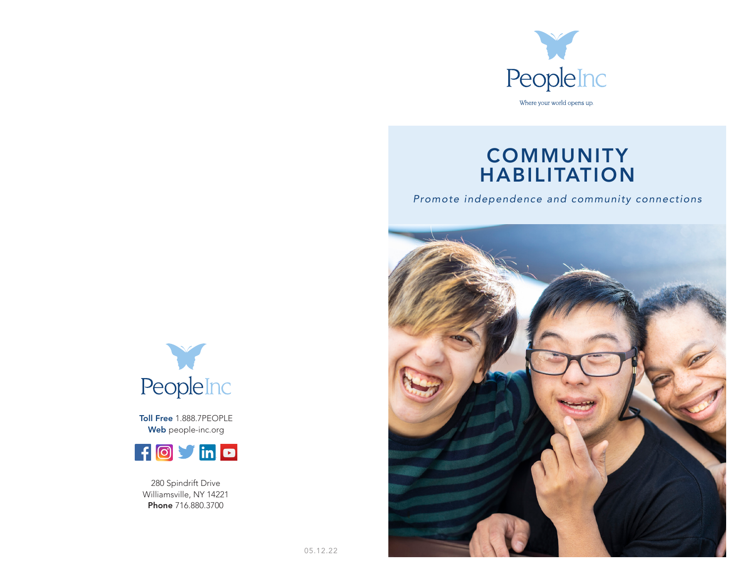PeopleInc

Where your world opens up.

# COMMUNITY HABILITATION

*Promote independence and community connections*

PeopleInc

**Toll Free** 1.888.7PEOPLE
**Web** people-inc.org

280 Spindrift Drive
Williamsville, NY 14221
**Phone** 716.880.3700

05.12.22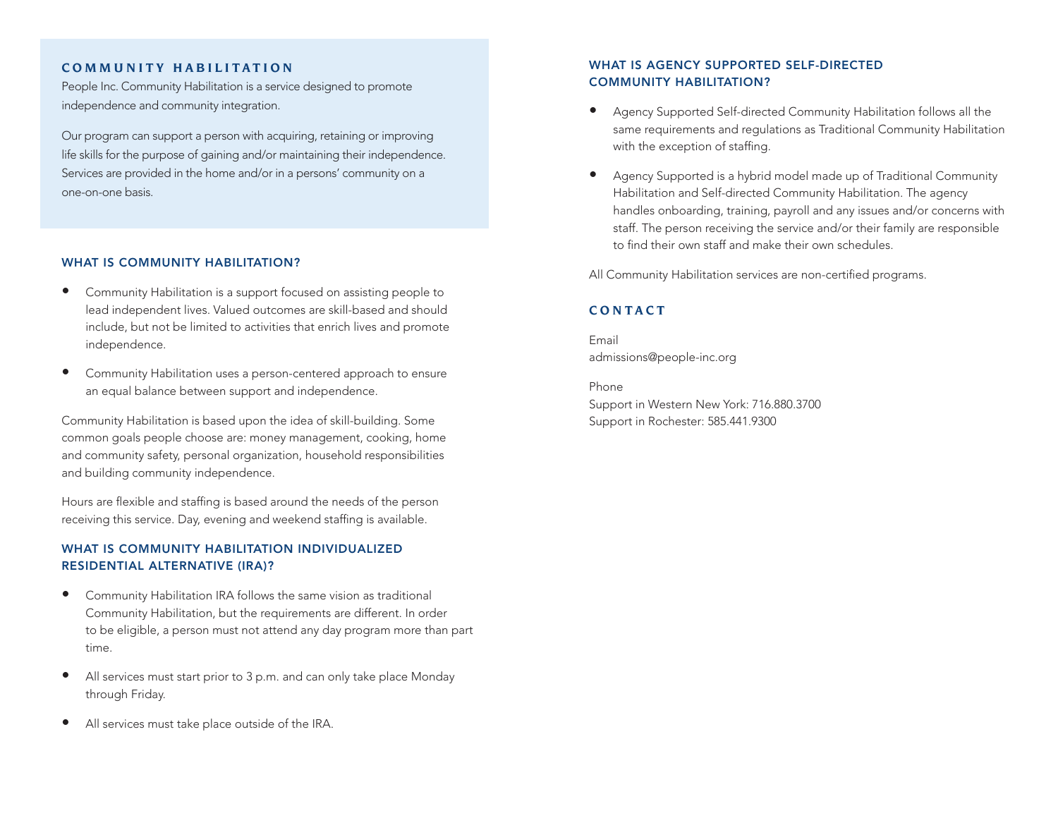## COMMUNITY HABILITATION

People Inc. Community Habilitation is a service designed to promote independence and community integration.

Our program can support a person with acquiring, retaining or improving life skills for the purpose of gaining and/or maintaining their independence. Services are provided in the home and/or in a persons' community on a one-on-one basis.

### WHAT IS COMMUNITY HABILITATION?

- Community Habilitation is a support focused on assisting people to lead independent lives. Valued outcomes are skill-based and should include, but not be limited to activities that enrich lives and promote independence.
- Community Habilitation uses a person-centered approach to ensure an equal balance between support and independence.

Community Habilitation is based upon the idea of skill-building. Some common goals people choose are: money management, cooking, home and community safety, personal organization, household responsibilities and building community independence.

Hours are flexible and staffing is based around the needs of the person receiving this service. Day, evening and weekend staffing is available.

### WHAT IS COMMUNITY HABILITATION INDIVIDUALIZED RESIDENTIAL ALTERNATIVE (IRA)?

- Community Habilitation IRA follows the same vision as traditional Community Habilitation, but the requirements are different. In order to be eligible, a person must not attend any day program more than part time.
- All services must start prior to 3 p.m. and can only take place Monday through Friday.
- All services must take place outside of the IRA.

### WHAT IS AGENCY SUPPORTED SELF-DIRECTED COMMUNITY HABILITATION?

- Agency Supported Self-directed Community Habilitation follows all the same requirements and regulations as Traditional Community Habilitation with the exception of staffing.
- Agency Supported is a hybrid model made up of Traditional Community Habilitation and Self-directed Community Habilitation. The agency handles onboarding, training, payroll and any issues and/or concerns with staff. The person receiving the service and/or their family are responsible to find their own staff and make their own schedules.

All Community Habilitation services are non-certified programs.

## CONTACT

Email
admissions@people-inc.org

Phone
Support in Western New York: 716.880.3700
Support in Rochester: 585.441.9300